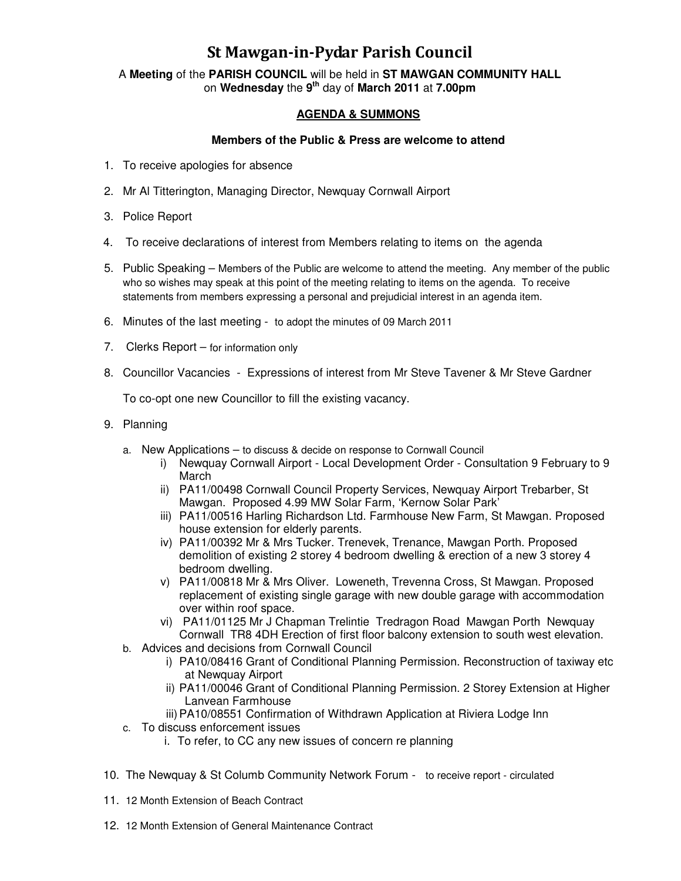# St Mawgan-in-Pydar Parish Council

A **Meeting** of the **PARISH COUNCIL** will be held in **ST MAWGAN COMMUNITY HALL** on **Wednesday** the **9th** day of **March 2011** at **7.00pm**

## **AGENDA & SUMMONS**

**Members of the Public & Press are welcome to attend**

1. To receive apologies for absence
2. Mr Al Titterington, Managing Director, Newquay Cornwall Airport
3. Police Report
4. To receive declarations of interest from Members relating to items on the agenda
5. Public Speaking – Members of the Public are welcome to attend the meeting. Any member of the public who so wishes may speak at this point of the meeting relating to items on the agenda. To receive statements from members expressing a personal and prejudicial interest in an agenda item.
6. Minutes of the last meeting - to adopt the minutes of 09 March 2011
7. Clerks Report – for information only
8. Councillor Vacancies - Expressions of interest from Mr Steve Tavener & Mr Steve Gardner

   To co-opt one new Councillor to fill the existing vacancy.

9. Planning
   a. New Applications – to discuss & decide on response to Cornwall Council
      i) Newquay Cornwall Airport - Local Development Order - Consultation 9 February to 9 March
      ii) PA11/00498 Cornwall Council Property Services, Newquay Airport Trebarber, St Mawgan. Proposed 4.99 MW Solar Farm, 'Kernow Solar Park'
      iii) PA11/00516 Harling Richardson Ltd. Farmhouse New Farm, St Mawgan. Proposed house extension for elderly parents.
      iv) PA11/00392 Mr & Mrs Tucker. Trenevek, Trenance, Mawgan Porth. Proposed demolition of existing 2 storey 4 bedroom dwelling & erection of a new 3 storey 4 bedroom dwelling.
      v) PA11/00818 Mr & Mrs Oliver. Loweneth, Trevenna Cross, St Mawgan. Proposed replacement of existing single garage with new double garage with accommodation over within roof space.
      vi) PA11/01125 Mr J Chapman Trelintie Tredragon Road Mawgan Porth Newquay Cornwall TR8 4DH Erection of first floor balcony extension to south west elevation.
   b. Advices and decisions from Cornwall Council
      i) PA10/08416 Grant of Conditional Planning Permission. Reconstruction of taxiway etc at Newquay Airport
      ii) PA11/00046 Grant of Conditional Planning Permission. 2 Storey Extension at Higher Lanvean Farmhouse
      iii) PA10/08551 Confirmation of Withdrawn Application at Riviera Lodge Inn
   c. To discuss enforcement issues
      i. To refer, to CC any new issues of concern re planning

10. The Newquay & St Columb Community Network Forum - to receive report - circulated
11. 12 Month Extension of Beach Contract
12. 12 Month Extension of General Maintenance Contract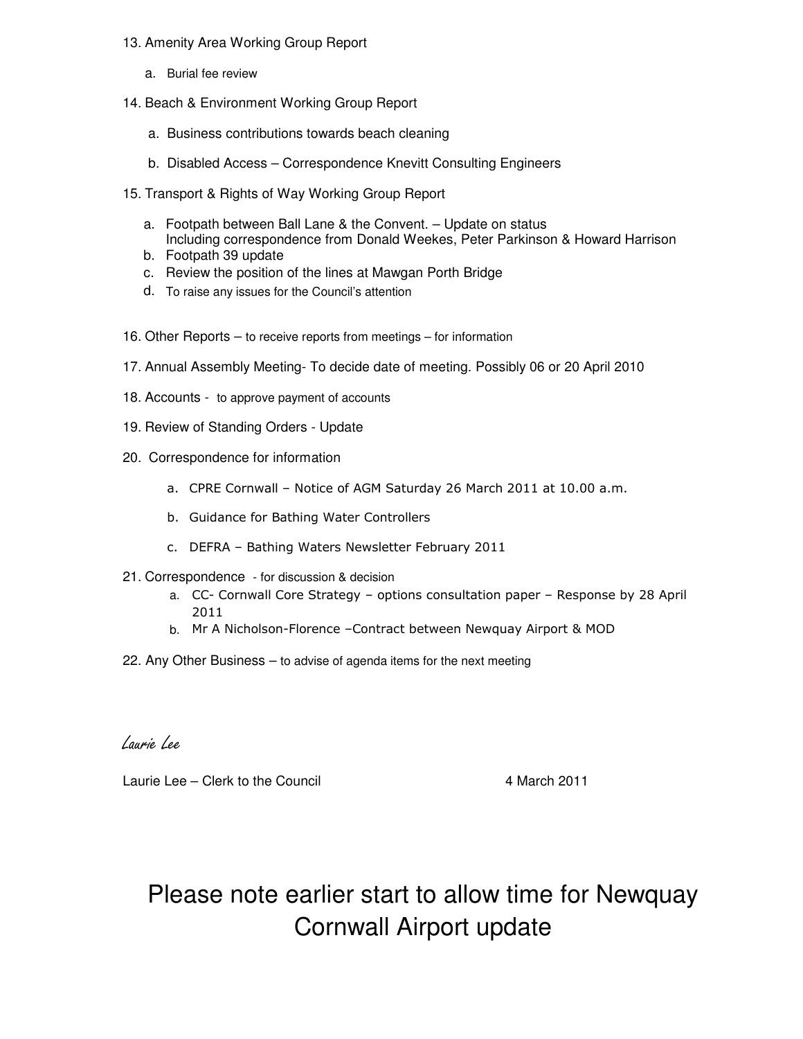13. Amenity Area Working Group Report

    a. Burial fee review

14. Beach & Environment Working Group Report

    a. Business contributions towards beach cleaning

    b. Disabled Access – Correspondence Knevitt Consulting Engineers

15. Transport & Rights of Way Working Group Report

    a. Footpath between Ball Lane & the Convent. – Update on status
       Including correspondence from Donald Weekes, Peter Parkinson & Howard Harrison
    b. Footpath 39 update
    c. Review the position of the lines at Mawgan Porth Bridge
    d. To raise any issues for the Council's attention

16. Other Reports – to receive reports from meetings – for information

17. Annual Assembly Meeting- To decide date of meeting. Possibly 06 or 20 April 2010

18. Accounts - to approve payment of accounts

19. Review of Standing Orders - Update

20. Correspondence for information

    a. CPRE Cornwall – Notice of AGM Saturday 26 March 2011 at 10.00 a.m.

    b. Guidance for Bathing Water Controllers

    c. DEFRA – Bathing Waters Newsletter February 2011

21. Correspondence - for discussion & decision

    a. CC- Cornwall Core Strategy – options consultation paper – Response by 28 April 2011
    b. Mr A Nicholson-Florence –Contract between Newquay Airport & MOD

22. Any Other Business – to advise of agenda items for the next meeting

*Laurie Lee*

Laurie Lee – Clerk to the Council 4 March 2011

# Please note earlier start to allow time for Newquay Cornwall Airport update